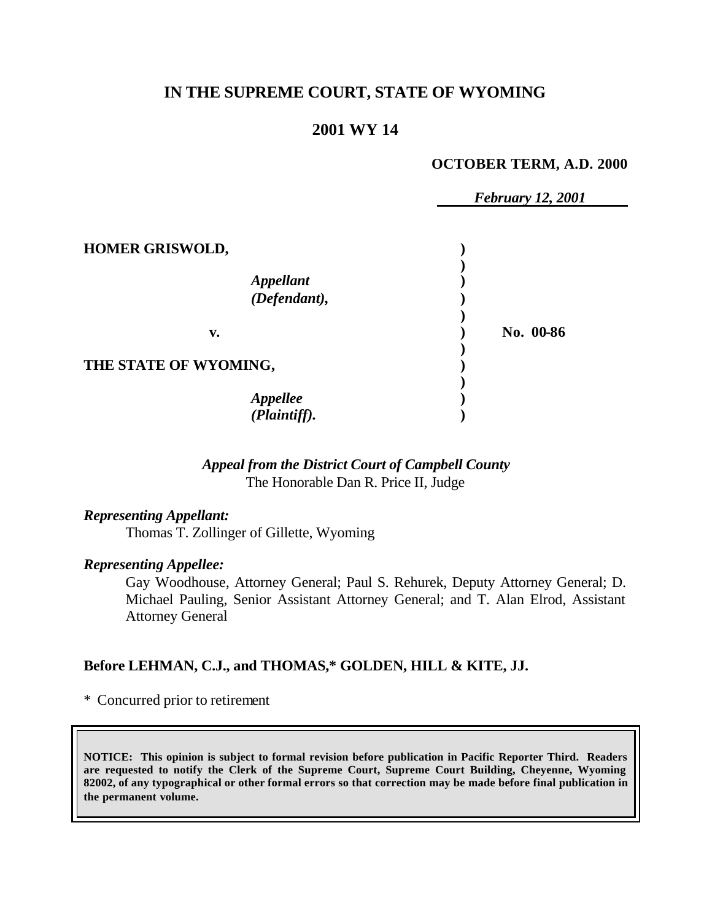# IN THE SUPREME COURT, STATE OF WYOMING

## 2001 WY 14

**OCTOBER TERM, A.D. 2000**

*February 12, 2001*

| | | |
|---|---|---|
| **HOMER GRISWOLD,** | **)** | |
| *Appellant (Defendant),* | **)** | |
| **v.** | **)** | **No. 00-86** |
| **THE STATE OF WYOMING,** | **)** | |
| *Appellee (Plaintiff).* | **)** | |

***Appeal from the District Court of Campbell County***
The Honorable Dan R. Price II, Judge

***Representing Appellant:***
Thomas T. Zollinger of Gillette, Wyoming

***Representing Appellee:***
Gay Woodhouse, Attorney General; Paul S. Rehurek, Deputy Attorney General; D. Michael Pauling, Senior Assistant Attorney General; and T. Alan Elrod, Assistant Attorney General

**Before LEHMAN, C.J., and THOMAS,\* GOLDEN, HILL & KITE, JJ.**

\* Concurred prior to retirement

**NOTICE: This opinion is subject to formal revision before publication in Pacific Reporter Third. Readers are requested to notify the Clerk of the Supreme Court, Supreme Court Building, Cheyenne, Wyoming 82002, of any typographical or other formal errors so that correction may be made before final publication in the permanent volume.**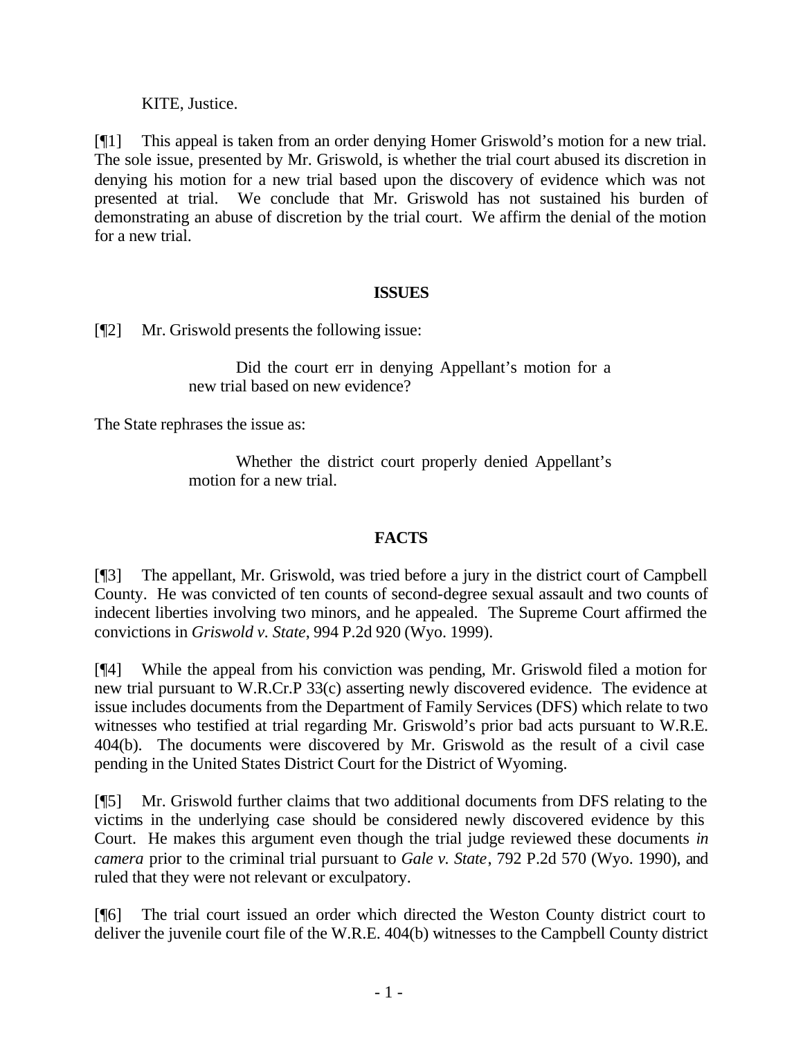KITE, Justice.

[¶1] This appeal is taken from an order denying Homer Griswold's motion for a new trial. The sole issue, presented by Mr. Griswold, is whether the trial court abused its discretion in denying his motion for a new trial based upon the discovery of evidence which was not presented at trial. We conclude that Mr. Griswold has not sustained his burden of demonstrating an abuse of discretion by the trial court. We affirm the denial of the motion for a new trial.

## ISSUES

[¶2] Mr. Griswold presents the following issue:

> Did the court err in denying Appellant's motion for a new trial based on new evidence?

The State rephrases the issue as:

> Whether the district court properly denied Appellant's motion for a new trial.

## FACTS

[¶3] The appellant, Mr. Griswold, was tried before a jury in the district court of Campbell County. He was convicted of ten counts of second-degree sexual assault and two counts of indecent liberties involving two minors, and he appealed. The Supreme Court affirmed the convictions in *Griswold v. State*, 994 P.2d 920 (Wyo. 1999).

[¶4] While the appeal from his conviction was pending, Mr. Griswold filed a motion for new trial pursuant to W.R.Cr.P 33(c) asserting newly discovered evidence. The evidence at issue includes documents from the Department of Family Services (DFS) which relate to two witnesses who testified at trial regarding Mr. Griswold's prior bad acts pursuant to W.R.E. 404(b). The documents were discovered by Mr. Griswold as the result of a civil case pending in the United States District Court for the District of Wyoming.

[¶5] Mr. Griswold further claims that two additional documents from DFS relating to the victims in the underlying case should be considered newly discovered evidence by this Court. He makes this argument even though the trial judge reviewed these documents *in camera* prior to the criminal trial pursuant to *Gale v. State*, 792 P.2d 570 (Wyo. 1990), and ruled that they were not relevant or exculpatory.

[¶6] The trial court issued an order which directed the Weston County district court to deliver the juvenile court file of the W.R.E. 404(b) witnesses to the Campbell County district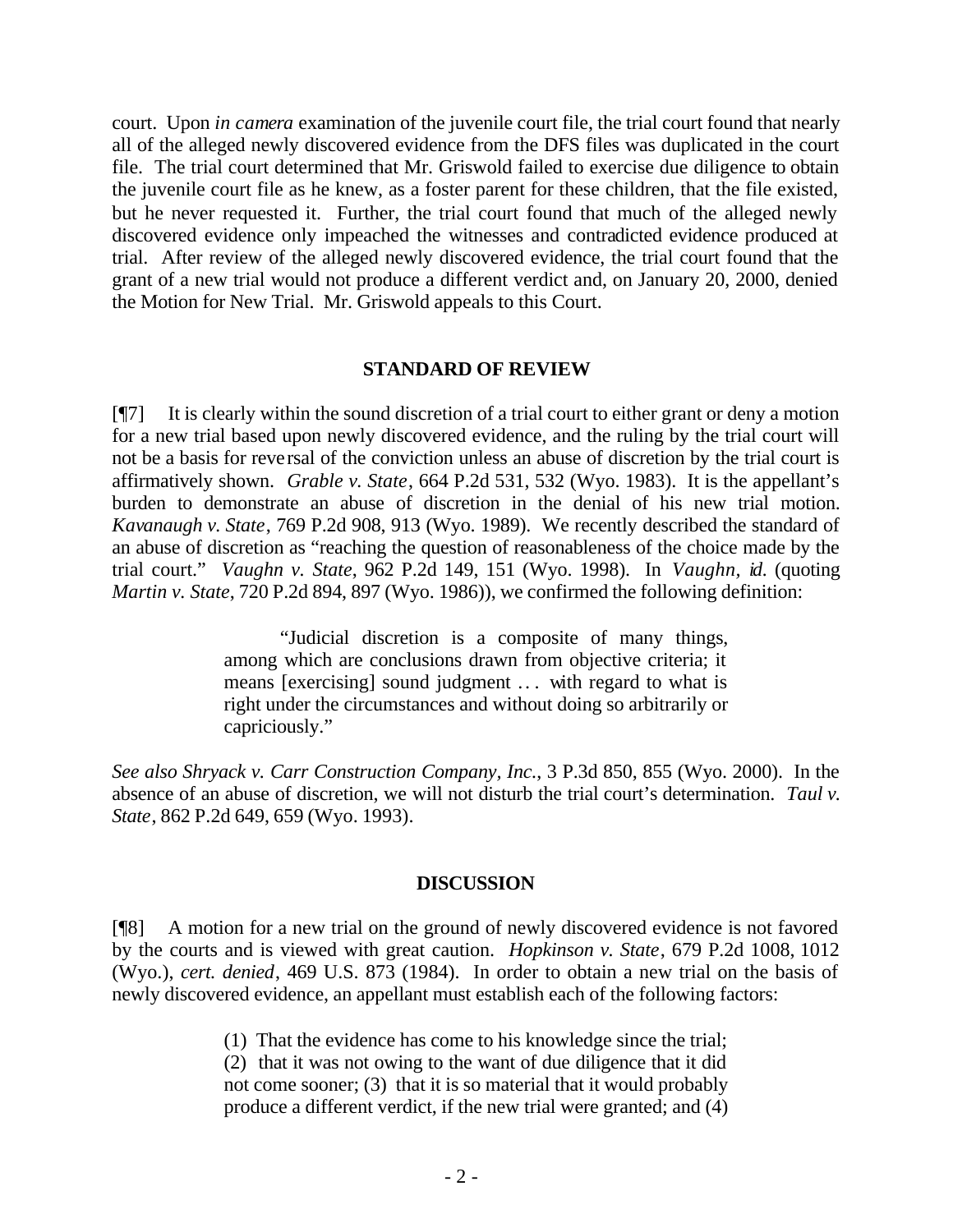court. Upon *in camera* examination of the juvenile court file, the trial court found that nearly all of the alleged newly discovered evidence from the DFS files was duplicated in the court file. The trial court determined that Mr. Griswold failed to exercise due diligence to obtain the juvenile court file as he knew, as a foster parent for these children, that the file existed, but he never requested it. Further, the trial court found that much of the alleged newly discovered evidence only impeached the witnesses and contradicted evidence produced at trial. After review of the alleged newly discovered evidence, the trial court found that the grant of a new trial would not produce a different verdict and, on January 20, 2000, denied the Motion for New Trial. Mr. Griswold appeals to this Court.

## STANDARD OF REVIEW

[¶7] It is clearly within the sound discretion of a trial court to either grant or deny a motion for a new trial based upon newly discovered evidence, and the ruling by the trial court will not be a basis for reversal of the conviction unless an abuse of discretion by the trial court is affirmatively shown. *Grable v. State*, 664 P.2d 531, 532 (Wyo. 1983). It is the appellant's burden to demonstrate an abuse of discretion in the denial of his new trial motion. *Kavanaugh v. State*, 769 P.2d 908, 913 (Wyo. 1989). We recently described the standard of an abuse of discretion as "reaching the question of reasonableness of the choice made by the trial court." *Vaughn v. State*, 962 P.2d 149, 151 (Wyo. 1998). In *Vaughn*, *id.* (quoting *Martin v. State*, 720 P.2d 894, 897 (Wyo. 1986)), we confirmed the following definition:

> "Judicial discretion is a composite of many things, among which are conclusions drawn from objective criteria; it means [exercising] sound judgment … with regard to what is right under the circumstances and without doing so arbitrarily or capriciously."

*See also Shryack v. Carr Construction Company, Inc.*, 3 P.3d 850, 855 (Wyo. 2000). In the absence of an abuse of discretion, we will not disturb the trial court's determination. *Taul v. State*, 862 P.2d 649, 659 (Wyo. 1993).

## DISCUSSION

[¶8] A motion for a new trial on the ground of newly discovered evidence is not favored by the courts and is viewed with great caution. *Hopkinson v. State*, 679 P.2d 1008, 1012 (Wyo.), *cert. denied*, 469 U.S. 873 (1984). In order to obtain a new trial on the basis of newly discovered evidence, an appellant must establish each of the following factors:

> (1) That the evidence has come to his knowledge since the trial; (2) that it was not owing to the want of due diligence that it did not come sooner; (3) that it is so material that it would probably produce a different verdict, if the new trial were granted; and (4)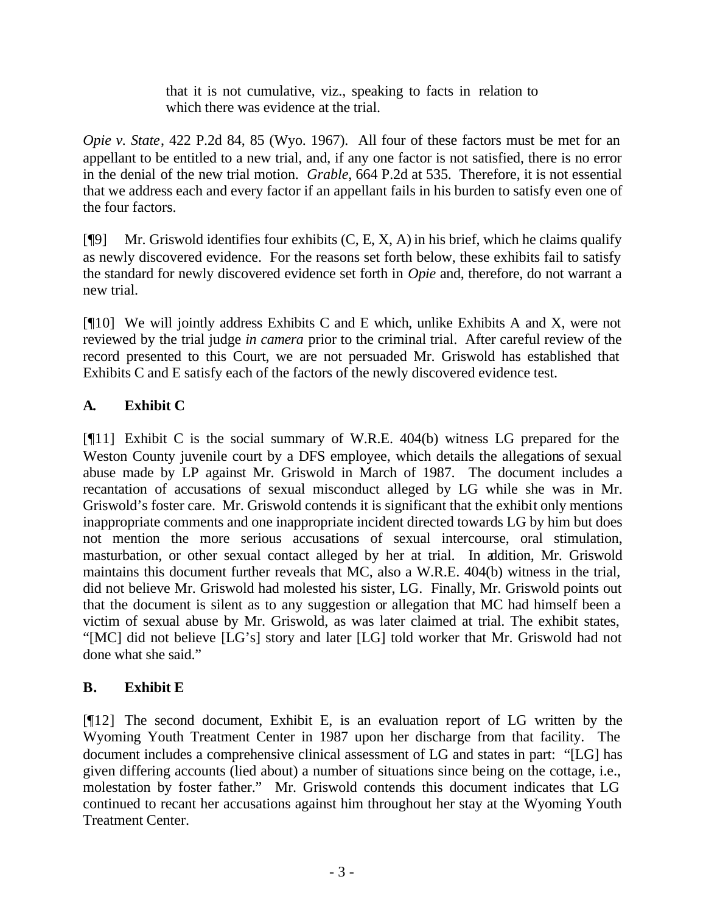> that it is not cumulative, viz., speaking to facts in relation to which there was evidence at the trial.

*Opie v. State*, 422 P.2d 84, 85 (Wyo. 1967). All four of these factors must be met for an appellant to be entitled to a new trial, and, if any one factor is not satisfied, there is no error in the denial of the new trial motion. *Grable*, 664 P.2d at 535. Therefore, it is not essential that we address each and every factor if an appellant fails in his burden to satisfy even one of the four factors.

[¶9] Mr. Griswold identifies four exhibits (C, E, X, A) in his brief, which he claims qualify as newly discovered evidence. For the reasons set forth below, these exhibits fail to satisfy the standard for newly discovered evidence set forth in *Opie* and, therefore, do not warrant a new trial.

[¶10] We will jointly address Exhibits C and E which, unlike Exhibits A and X, were not reviewed by the trial judge *in camera* prior to the criminal trial. After careful review of the record presented to this Court, we are not persuaded Mr. Griswold has established that Exhibits C and E satisfy each of the factors of the newly discovered evidence test.

## A. Exhibit C

[¶11] Exhibit C is the social summary of W.R.E. 404(b) witness LG prepared for the Weston County juvenile court by a DFS employee, which details the allegations of sexual abuse made by LP against Mr. Griswold in March of 1987. The document includes a recantation of accusations of sexual misconduct alleged by LG while she was in Mr. Griswold's foster care. Mr. Griswold contends it is significant that the exhibit only mentions inappropriate comments and one inappropriate incident directed towards LG by him but does not mention the more serious accusations of sexual intercourse, oral stimulation, masturbation, or other sexual contact alleged by her at trial. In addition, Mr. Griswold maintains this document further reveals that MC, also a W.R.E. 404(b) witness in the trial, did not believe Mr. Griswold had molested his sister, LG. Finally, Mr. Griswold points out that the document is silent as to any suggestion or allegation that MC had himself been a victim of sexual abuse by Mr. Griswold, as was later claimed at trial. The exhibit states, "[MC] did not believe [LG's] story and later [LG] told worker that Mr. Griswold had not done what she said."

## B. Exhibit E

[¶12] The second document, Exhibit E, is an evaluation report of LG written by the Wyoming Youth Treatment Center in 1987 upon her discharge from that facility. The document includes a comprehensive clinical assessment of LG and states in part: "[LG] has given differing accounts (lied about) a number of situations since being on the cottage, i.e., molestation by foster father." Mr. Griswold contends this document indicates that LG continued to recant her accusations against him throughout her stay at the Wyoming Youth Treatment Center.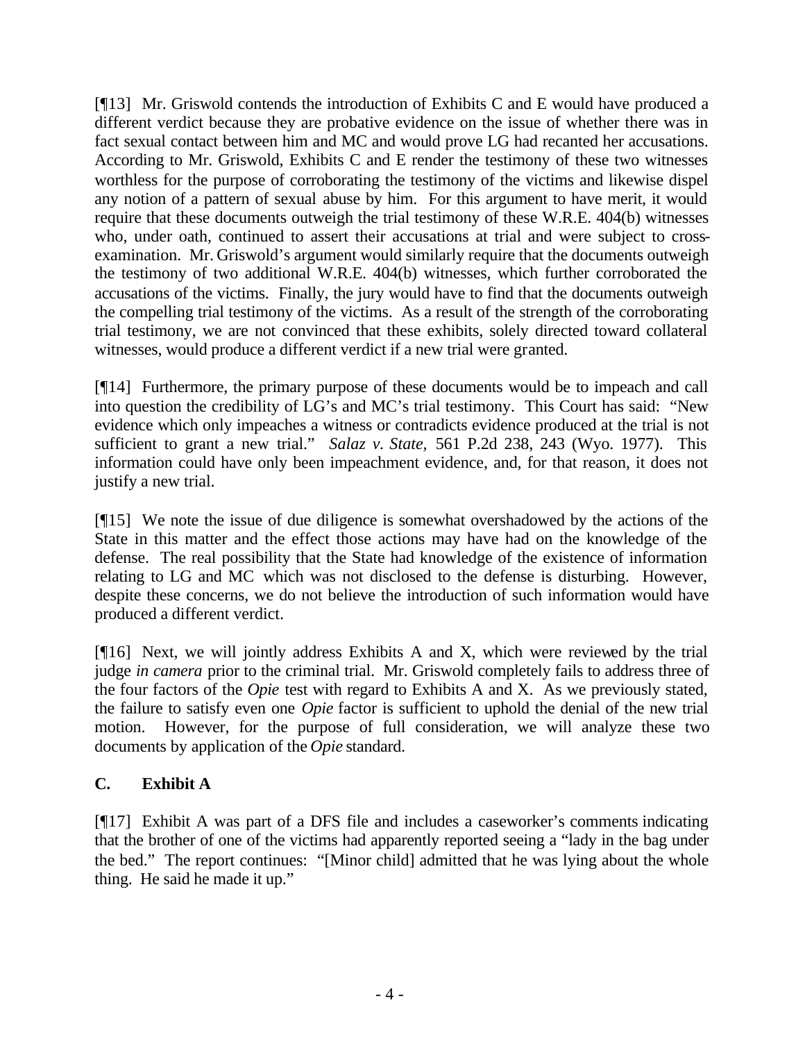[¶13] Mr. Griswold contends the introduction of Exhibits C and E would have produced a different verdict because they are probative evidence on the issue of whether there was in fact sexual contact between him and MC and would prove LG had recanted her accusations. According to Mr. Griswold, Exhibits C and E render the testimony of these two witnesses worthless for the purpose of corroborating the testimony of the victims and likewise dispel any notion of a pattern of sexual abuse by him. For this argument to have merit, it would require that these documents outweigh the trial testimony of these W.R.E. 404(b) witnesses who, under oath, continued to assert their accusations at trial and were subject to cross-examination. Mr. Griswold's argument would similarly require that the documents outweigh the testimony of two additional W.R.E. 404(b) witnesses, which further corroborated the accusations of the victims. Finally, the jury would have to find that the documents outweigh the compelling trial testimony of the victims. As a result of the strength of the corroborating trial testimony, we are not convinced that these exhibits, solely directed toward collateral witnesses, would produce a different verdict if a new trial were granted.

[¶14] Furthermore, the primary purpose of these documents would be to impeach and call into question the credibility of LG's and MC's trial testimony. This Court has said: "New evidence which only impeaches a witness or contradicts evidence produced at the trial is not sufficient to grant a new trial." *Salaz v. State,* 561 P.2d 238, 243 (Wyo. 1977). This information could have only been impeachment evidence, and, for that reason, it does not justify a new trial.

[¶15] We note the issue of due diligence is somewhat overshadowed by the actions of the State in this matter and the effect those actions may have had on the knowledge of the defense. The real possibility that the State had knowledge of the existence of information relating to LG and MC which was not disclosed to the defense is disturbing. However, despite these concerns, we do not believe the introduction of such information would have produced a different verdict.

[¶16] Next, we will jointly address Exhibits A and X, which were reviewed by the trial judge *in camera* prior to the criminal trial. Mr. Griswold completely fails to address three of the four factors of the *Opie* test with regard to Exhibits A and X. As we previously stated, the failure to satisfy even one *Opie* factor is sufficient to uphold the denial of the new trial motion. However, for the purpose of full consideration, we will analyze these two documents by application of the *Opie* standard.

### C. Exhibit A

[¶17] Exhibit A was part of a DFS file and includes a caseworker's comments indicating that the brother of one of the victims had apparently reported seeing a "lady in the bag under the bed." The report continues: "[Minor child] admitted that he was lying about the whole thing. He said he made it up."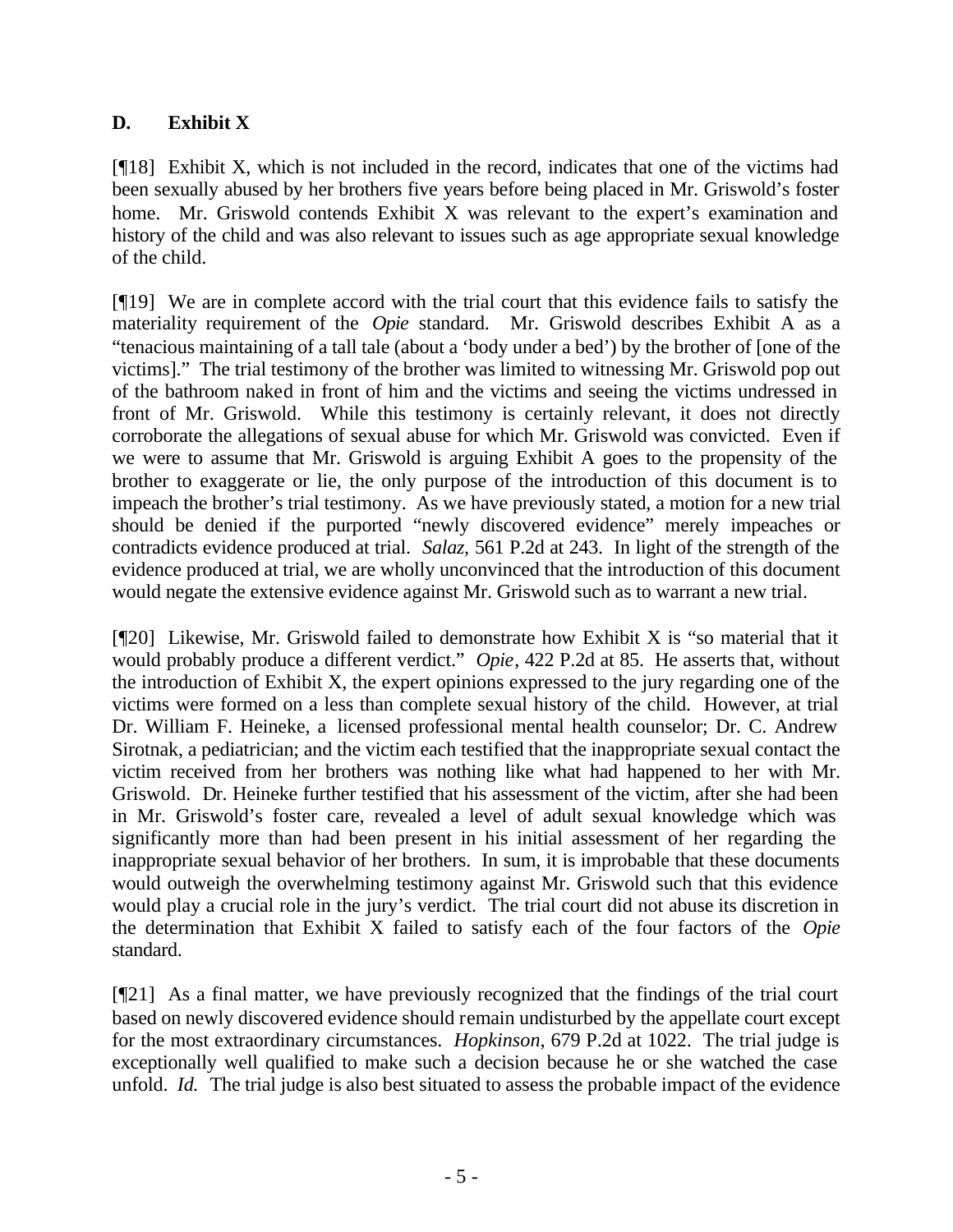## D. Exhibit X

[¶18] Exhibit X, which is not included in the record, indicates that one of the victims had been sexually abused by her brothers five years before being placed in Mr. Griswold's foster home. Mr. Griswold contends Exhibit X was relevant to the expert's examination and history of the child and was also relevant to issues such as age appropriate sexual knowledge of the child.

[¶19] We are in complete accord with the trial court that this evidence fails to satisfy the materiality requirement of the *Opie* standard. Mr. Griswold describes Exhibit A as a "tenacious maintaining of a tall tale (about a 'body under a bed') by the brother of [one of the victims]." The trial testimony of the brother was limited to witnessing Mr. Griswold pop out of the bathroom naked in front of him and the victims and seeing the victims undressed in front of Mr. Griswold. While this testimony is certainly relevant, it does not directly corroborate the allegations of sexual abuse for which Mr. Griswold was convicted. Even if we were to assume that Mr. Griswold is arguing Exhibit A goes to the propensity of the brother to exaggerate or lie, the only purpose of the introduction of this document is to impeach the brother's trial testimony. As we have previously stated, a motion for a new trial should be denied if the purported "newly discovered evidence" merely impeaches or contradicts evidence produced at trial. *Salaz*, 561 P.2d at 243. In light of the strength of the evidence produced at trial, we are wholly unconvinced that the introduction of this document would negate the extensive evidence against Mr. Griswold such as to warrant a new trial.

[¶20] Likewise, Mr. Griswold failed to demonstrate how Exhibit X is "so material that it would probably produce a different verdict." *Opie*, 422 P.2d at 85. He asserts that, without the introduction of Exhibit X, the expert opinions expressed to the jury regarding one of the victims were formed on a less than complete sexual history of the child. However, at trial Dr. William F. Heineke, a licensed professional mental health counselor; Dr. C. Andrew Sirotnak, a pediatrician; and the victim each testified that the inappropriate sexual contact the victim received from her brothers was nothing like what had happened to her with Mr. Griswold. Dr. Heineke further testified that his assessment of the victim, after she had been in Mr. Griswold's foster care, revealed a level of adult sexual knowledge which was significantly more than had been present in his initial assessment of her regarding the inappropriate sexual behavior of her brothers. In sum, it is improbable that these documents would outweigh the overwhelming testimony against Mr. Griswold such that this evidence would play a crucial role in the jury's verdict. The trial court did not abuse its discretion in the determination that Exhibit X failed to satisfy each of the four factors of the *Opie* standard.

[¶21] As a final matter, we have previously recognized that the findings of the trial court based on newly discovered evidence should remain undisturbed by the appellate court except for the most extraordinary circumstances. *Hopkinson*, 679 P.2d at 1022. The trial judge is exceptionally well qualified to make such a decision because he or she watched the case unfold. *Id.* The trial judge is also best situated to assess the probable impact of the evidence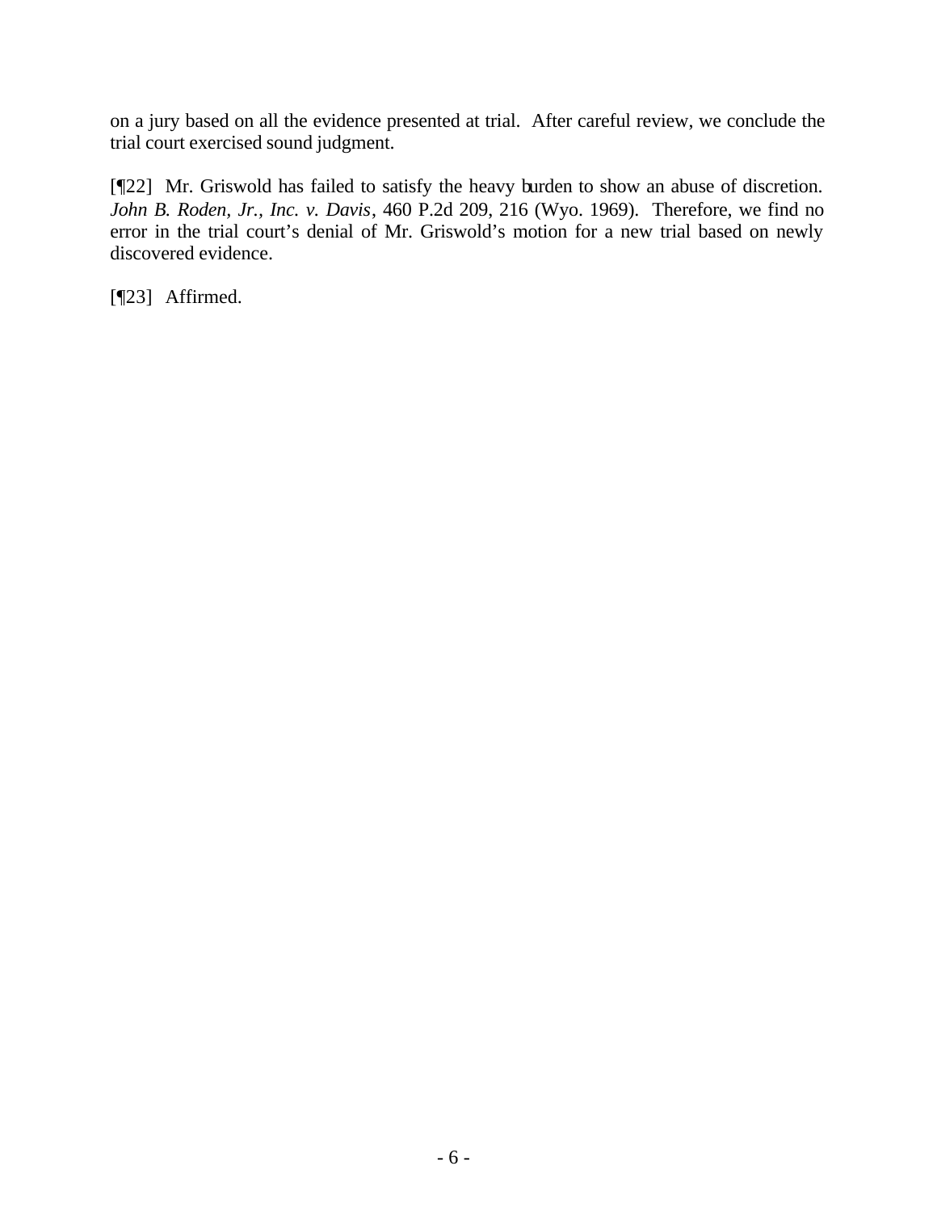on a jury based on all the evidence presented at trial. After careful review, we conclude the trial court exercised sound judgment.

[¶22] Mr. Griswold has failed to satisfy the heavy burden to show an abuse of discretion. *John B. Roden, Jr., Inc. v. Davis*, 460 P.2d 209, 216 (Wyo. 1969). Therefore, we find no error in the trial court's denial of Mr. Griswold's motion for a new trial based on newly discovered evidence.

[¶23] Affirmed.